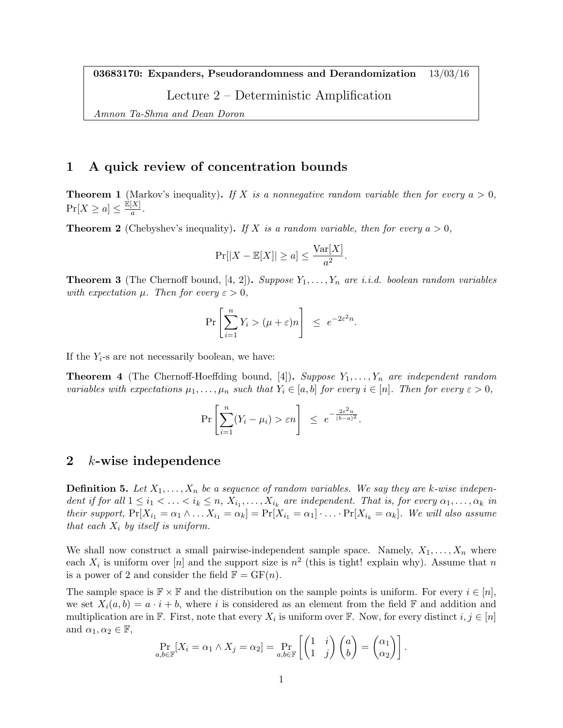**03683170: Expanders, Pseudorandomness and Derandomization** 13/03/16

Lecture 2 – Deterministic Amplification

*Amnon Ta-Shma and Dean Doron*

# 1 A quick review of concentration bounds

**Theorem 1** (Markov's inequality)**.** *If $X$ is a nonnegative random variable then for every $a > 0$, $\Pr[X \geq a] \leq \frac{\mathbb{E}[X]}{a}$.*

**Theorem 2** (Chebyshev's inequality)**.** *If $X$ is a random variable, then for every $a > 0$,*

$$\Pr[|X - \mathbb{E}[X]| \geq a] \leq \frac{\mathrm{Var}[X]}{a^2}.$$

**Theorem 3** (The Chernoff bound, [4, 2])**.** *Suppose $Y_1, \ldots, Y_n$ are i.i.d. boolean random variables with expectation $\mu$. Then for every $\varepsilon > 0$,*

$$\Pr\left[\sum_{i=1}^{n} Y_i > (\mu + \varepsilon)n\right] \leq e^{-2\varepsilon^2 n}.$$

If the $Y_i$-s are not necessarily boolean, we have:

**Theorem 4** (The Chernoff-Hoeffding bound, [4])**.** *Suppose $Y_1, \ldots, Y_n$ are independent random variables with expectations $\mu_1, \ldots, \mu_n$ such that $Y_i \in [a, b]$ for every $i \in [n]$. Then for every $\varepsilon > 0$,*

$$\Pr\left[\sum_{i=1}^{n} (Y_i - \mu_i) > \varepsilon n\right] \leq e^{-\frac{2\varepsilon^2 n}{(b-a)^2}}.$$

# 2 $k$-wise independence

**Definition 5.** *Let $X_1, \ldots, X_n$ be a sequence of random variables. We say they are $k$-wise independent if for all $1 \leq i_1 < \ldots < i_k \leq n$, $X_{i_1}, \ldots, X_{i_k}$ are independent. That is, for every $\alpha_1, \ldots, \alpha_k$ in their support, $\Pr[X_{i_1} = \alpha_1 \wedge \ldots X_{i_1} = \alpha_k] = \Pr[X_{i_1} = \alpha_1] \cdot \ldots \cdot \Pr[X_{i_k} = \alpha_k]$. We will also assume that each $X_i$ by itself is uniform.*

We shall now construct a small pairwise-independent sample space. Namely, $X_1, \ldots, X_n$ where each $X_i$ is uniform over $[n]$ and the support size is $n^2$ (this is tight! explain why). Assume that $n$ is a power of 2 and consider the field $\mathbb{F} = \mathrm{GF}(n)$.

The sample space is $\mathbb{F} \times \mathbb{F}$ and the distribution on the sample points is uniform. For every $i \in [n]$, we set $X_i(a, b) = a \cdot i + b$, where $i$ is considered as an element from the field $\mathbb{F}$ and addition and multiplication are in $\mathbb{F}$. First, note that every $X_i$ is uniform over $\mathbb{F}$. Now, for every distinct $i, j \in [n]$ and $\alpha_1, \alpha_2 \in \mathbb{F}$,

$$\Pr_{a,b \in \mathbb{F}}[X_i = \alpha_1 \wedge X_j = \alpha_2] = \Pr_{a,b \in \mathbb{F}}\left[\begin{pmatrix} 1 & i \\ 1 & j \end{pmatrix} \begin{pmatrix} a \\ b \end{pmatrix} = \begin{pmatrix} \alpha_1 \\ \alpha_2 \end{pmatrix}\right].$$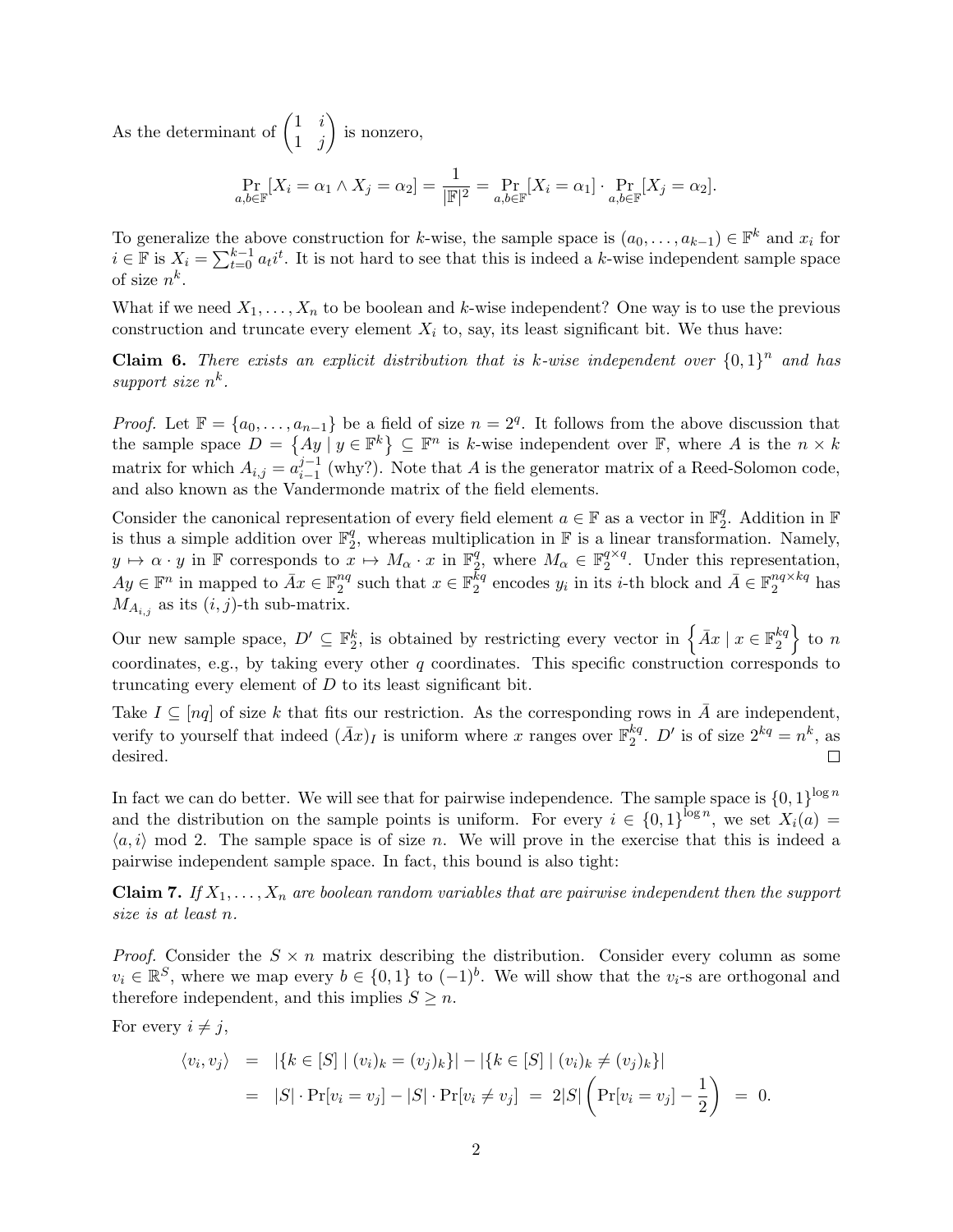As the determinant of $\begin{pmatrix} 1 & i \\ 1 & j \end{pmatrix}$ is nonzero,

$$\Pr_{a,b \in \mathbb{F}}[X_i = \alpha_1 \wedge X_j = \alpha_2] = \frac{1}{|\mathbb{F}|^2} = \Pr_{a,b \in \mathbb{F}}[X_i = \alpha_1] \cdot \Pr_{a,b \in \mathbb{F}}[X_j = \alpha_2].$$

To generalize the above construction for $k$-wise, the sample space is $(a_0, \ldots, a_{k-1}) \in \mathbb{F}^k$ and $x_i$ for $i \in \mathbb{F}$ is $X_i = \sum_{t=0}^{k-1} a_t i^t$. It is not hard to see that this is indeed a $k$-wise independent sample space of size $n^k$.

What if we need $X_1, \ldots, X_n$ to be boolean and $k$-wise independent? One way is to use the previous construction and truncate every element $X_i$ to, say, its least significant bit. We thus have:

**Claim 6.** *There exists an explicit distribution that is $k$-wise independent over $\{0,1\}^n$ and has support size $n^k$.*

*Proof.* Let $\mathbb{F} = \{a_0, \ldots, a_{n-1}\}$ be a field of size $n = 2^q$. It follows from the above discussion that the sample space $D = \left\{Ay \mid y \in \mathbb{F}^k\right\} \subseteq \mathbb{F}^n$ is $k$-wise independent over $\mathbb{F}$, where $A$ is the $n \times k$ matrix for which $A_{i,j} = a_{i-1}^{j-1}$ (why?). Note that $A$ is the generator matrix of a Reed-Solomon code, and also known as the Vandermonde matrix of the field elements.

Consider the canonical representation of every field element $a \in \mathbb{F}$ as a vector in $\mathbb{F}_2^q$. Addition in $\mathbb{F}$ is thus a simple addition over $\mathbb{F}_2^q$, whereas multiplication in $\mathbb{F}$ is a linear transformation. Namely, $y \mapsto \alpha \cdot y$ in $\mathbb{F}$ corresponds to $x \mapsto M_\alpha \cdot x$ in $\mathbb{F}_2^q$, where $M_\alpha \in \mathbb{F}_2^{q \times q}$. Under this representation, $Ay \in \mathbb{F}^n$ in mapped to $\bar{A}x \in \mathbb{F}_2^{nq}$ such that $x \in \mathbb{F}_2^{kq}$ encodes $y_i$ in its $i$-th block and $\bar{A} \in \mathbb{F}_2^{nq \times kq}$ has $M_{A_{i,j}}$ as its $(i,j)$-th sub-matrix.

Our new sample space, $D' \subseteq \mathbb{F}_2^k$, is obtained by restricting every vector in $\left\{\bar{A}x \mid x \in \mathbb{F}_2^{kq}\right\}$ to $n$ coordinates, e.g., by taking every other $q$ coordinates. This specific construction corresponds to truncating every element of $D$ to its least significant bit.

Take $I \subseteq [nq]$ of size $k$ that fits our restriction. As the corresponding rows in $\bar{A}$ are independent, verify to yourself that indeed $(\bar{A}x)_I$ is uniform where $x$ ranges over $\mathbb{F}_2^{kq}$. $D'$ is of size $2^{kq} = n^k$, as desired. $\square$

In fact we can do better. We will see that for pairwise independence. The sample space is $\{0,1\}^{\log n}$ and the distribution on the sample points is uniform. For every $i \in \{0,1\}^{\log n}$, we set $X_i(a) = \langle a, i \rangle \bmod 2$. The sample space is of size $n$. We will prove in the exercise that this is indeed a pairwise independent sample space. In fact, this bound is also tight:

**Claim 7.** *If $X_1, \ldots, X_n$ are boolean random variables that are pairwise independent then the support size is at least $n$.*

*Proof.* Consider the $S \times n$ matrix describing the distribution. Consider every column as some $v_i \in \mathbb{R}^S$, where we map every $b \in \{0,1\}$ to $(-1)^b$. We will show that the $v_i$-s are orthogonal and therefore independent, and this implies $S \geq n$.

For every $i \neq j$,

$$\begin{aligned}
\langle v_i, v_j \rangle &= |\{k \in [S] \mid (v_i)_k = (v_j)_k\}| - |\{k \in [S] \mid (v_i)_k \neq (v_j)_k\}| \\
&= |S| \cdot \Pr[v_i = v_j] - |S| \cdot \Pr[v_i \neq v_j] \;=\; 2|S| \left( \Pr[v_i = v_j] - \frac{1}{2} \right) \;=\; 0.
\end{aligned}$$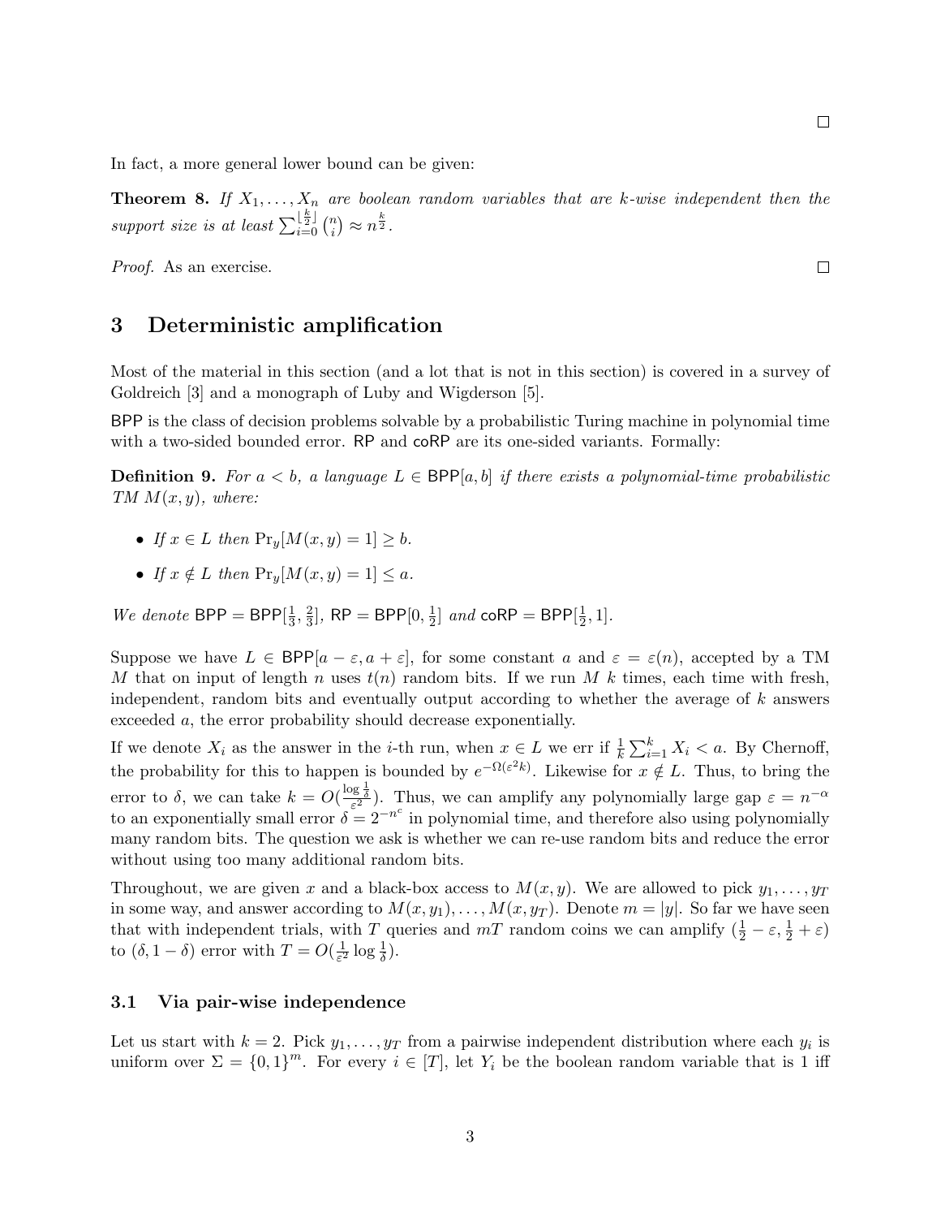□

In fact, a more general lower bound can be given:

**Theorem 8.** *If $X_1, \ldots, X_n$ are boolean random variables that are $k$-wise independent then the support size is at least $\sum_{i=0}^{\lfloor \frac{k}{2} \rfloor} \binom{n}{i} \approx n^{\frac{k}{2}}$.*

*Proof.* As an exercise. □

## 3 Deterministic amplification

Most of the material in this section (and a lot that is not in this section) is covered in a survey of Goldreich [3] and a monograph of Luby and Wigderson [5].

BPP is the class of decision problems solvable by a probabilistic Turing machine in polynomial time with a two-sided bounded error. RP and coRP are its one-sided variants. Formally:

**Definition 9.** *For $a < b$, a language $L \in \mathsf{BPP}[a, b]$ if there exists a polynomial-time probabilistic TM $M(x, y)$, where:*

- *If $x \in L$ then $\Pr_y[M(x, y) = 1] \geq b$.*
- *If $x \notin L$ then $\Pr_y[M(x, y) = 1] \leq a$.*

*We denote $\mathsf{BPP} = \mathsf{BPP}[\frac{1}{3}, \frac{2}{3}]$, $\mathsf{RP} = \mathsf{BPP}[0, \frac{1}{2}]$ and $\mathsf{coRP} = \mathsf{BPP}[\frac{1}{2}, 1]$.*

Suppose we have $L \in \mathsf{BPP}[a - \varepsilon, a + \varepsilon]$, for some constant $a$ and $\varepsilon = \varepsilon(n)$, accepted by a TM $M$ that on input of length $n$ uses $t(n)$ random bits. If we run $M$ $k$ times, each time with fresh, independent, random bits and eventually output according to whether the average of $k$ answers exceeded $a$, the error probability should decrease exponentially.

If we denote $X_i$ as the answer in the $i$-th run, when $x \in L$ we err if $\frac{1}{k} \sum_{i=1}^{k} X_i < a$. By Chernoff, the probability for this to happen is bounded by $e^{-\Omega(\varepsilon^2 k)}$. Likewise for $x \notin L$. Thus, to bring the error to $\delta$, we can take $k = O(\frac{\log \frac{1}{\delta}}{\varepsilon^2})$. Thus, we can amplify any polynomially large gap $\varepsilon = n^{-\alpha}$ to an exponentially small error $\delta = 2^{-n^c}$ in polynomial time, and therefore also using polynomially many random bits. The question we ask is whether we can re-use random bits and reduce the error without using too many additional random bits.

Throughout, we are given $x$ and a black-box access to $M(x, y)$. We are allowed to pick $y_1, \ldots, y_T$ in some way, and answer according to $M(x, y_1), \ldots, M(x, y_T)$. Denote $m = |y|$. So far we have seen that with independent trials, with $T$ queries and $mT$ random coins we can amplify $(\frac{1}{2} - \varepsilon, \frac{1}{2} + \varepsilon)$ to $(\delta, 1 - \delta)$ error with $T = O(\frac{1}{\varepsilon^2} \log \frac{1}{\delta})$.

### 3.1 Via pair-wise independence

Let us start with $k = 2$. Pick $y_1, \ldots, y_T$ from a pairwise independent distribution where each $y_i$ is uniform over $\Sigma = \{0, 1\}^m$. For every $i \in [T]$, let $Y_i$ be the boolean random variable that is 1 iff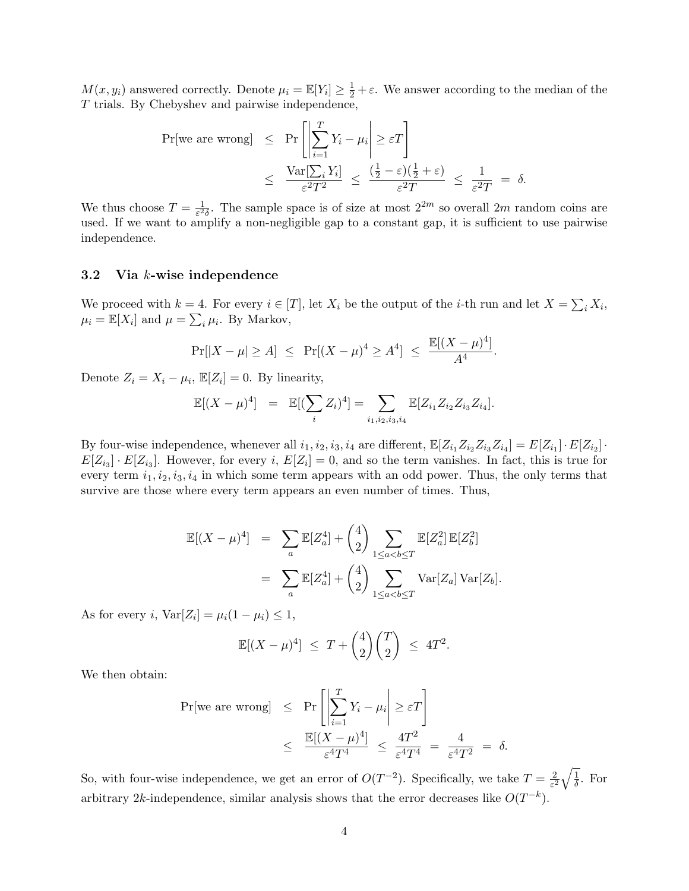$M(x, y_i)$ answered correctly. Denote $\mu_i = \mathbb{E}[Y_i] \geq \frac{1}{2} + \varepsilon$. We answer according to the median of the $T$ trials. By Chebyshev and pairwise independence,

$$\begin{aligned}
\Pr[\text{we are wrong}] &\leq \Pr\left[\left|\sum_{i=1}^{T} Y_i - \mu_i\right| \geq \varepsilon T\right] \\
&\leq \frac{\operatorname{Var}[\sum_i Y_i]}{\varepsilon^2 T^2} \leq \frac{(\frac{1}{2} - \varepsilon)(\frac{1}{2} + \varepsilon)}{\varepsilon^2 T} \leq \frac{1}{\varepsilon^2 T} = \delta.
\end{aligned}$$

We thus choose $T = \frac{1}{\varepsilon^2 \delta}$. The sample space is of size at most $2^{2m}$ so overall $2m$ random coins are used. If we want to amplify a non-negligible gap to a constant gap, it is sufficient to use pairwise independence.

### 3.2 Via $k$-wise independence

We proceed with $k = 4$. For every $i \in [T]$, let $X_i$ be the output of the $i$-th run and let $X = \sum_i X_i$, $\mu_i = \mathbb{E}[X_i]$ and $\mu = \sum_i \mu_i$. By Markov,

$$\Pr[|X - \mu| \geq A] \leq \Pr[(X-\mu)^4 \geq A^4] \leq \frac{\mathbb{E}[(X-\mu)^4]}{A^4}.$$

Denote $Z_i = X_i - \mu_i$, $\mathbb{E}[Z_i] = 0$. By linearity,

$$\mathbb{E}[(X-\mu)^4] = \mathbb{E}[(\sum_i Z_i)^4] = \sum_{i_1, i_2, i_3, i_4} \mathbb{E}[Z_{i_1} Z_{i_2} Z_{i_3} Z_{i_4}].$$

By four-wise independence, whenever all $i_1, i_2, i_3, i_4$ are different, $\mathbb{E}[Z_{i_1} Z_{i_2} Z_{i_3} Z_{i_4}] = E[Z_{i_1}] \cdot E[Z_{i_2}] \cdot E[Z_{i_3}] \cdot E[Z_{i_3}]$. However, for every $i$, $E[Z_i] = 0$, and so the term vanishes. In fact, this is true for every term $i_1, i_2, i_3, i_4$ in which some term appears with an odd power. Thus, the only terms that survive are those where every term appears an even number of times. Thus,

$$\begin{aligned}
\mathbb{E}[(X-\mu)^4] &= \sum_a \mathbb{E}[Z_a^4] + \binom{4}{2} \sum_{1 \leq a < b \leq T} \mathbb{E}[Z_a^2]\,\mathbb{E}[Z_b^2] \\
&= \sum_a \mathbb{E}[Z_a^4] + \binom{4}{2} \sum_{1 \leq a < b \leq T} \operatorname{Var}[Z_a] \operatorname{Var}[Z_b].
\end{aligned}$$

As for every $i$, $\operatorname{Var}[Z_i] = \mu_i(1 - \mu_i) \leq 1$,

$$\mathbb{E}[(X-\mu)^4] \leq T + \binom{4}{2}\binom{T}{2} \leq 4T^2.$$

We then obtain:

$$\begin{aligned}
\Pr[\text{we are wrong}] &\leq \Pr\left[\left|\sum_{i=1}^{T} Y_i - \mu_i\right| \geq \varepsilon T\right] \\
&\leq \frac{\mathbb{E}[(X-\mu)^4]}{\varepsilon^4 T^4} \leq \frac{4T^2}{\varepsilon^4 T^4} = \frac{4}{\varepsilon^4 T^2} = \delta.
\end{aligned}$$

So, with four-wise independence, we get an error of $O(T^{-2})$. Specifically, we take $T = \frac{2}{\varepsilon^2}\sqrt{\frac{1}{\delta}}$. For arbitrary $2k$-independence, similar analysis shows that the error decreases like $O(T^{-k})$.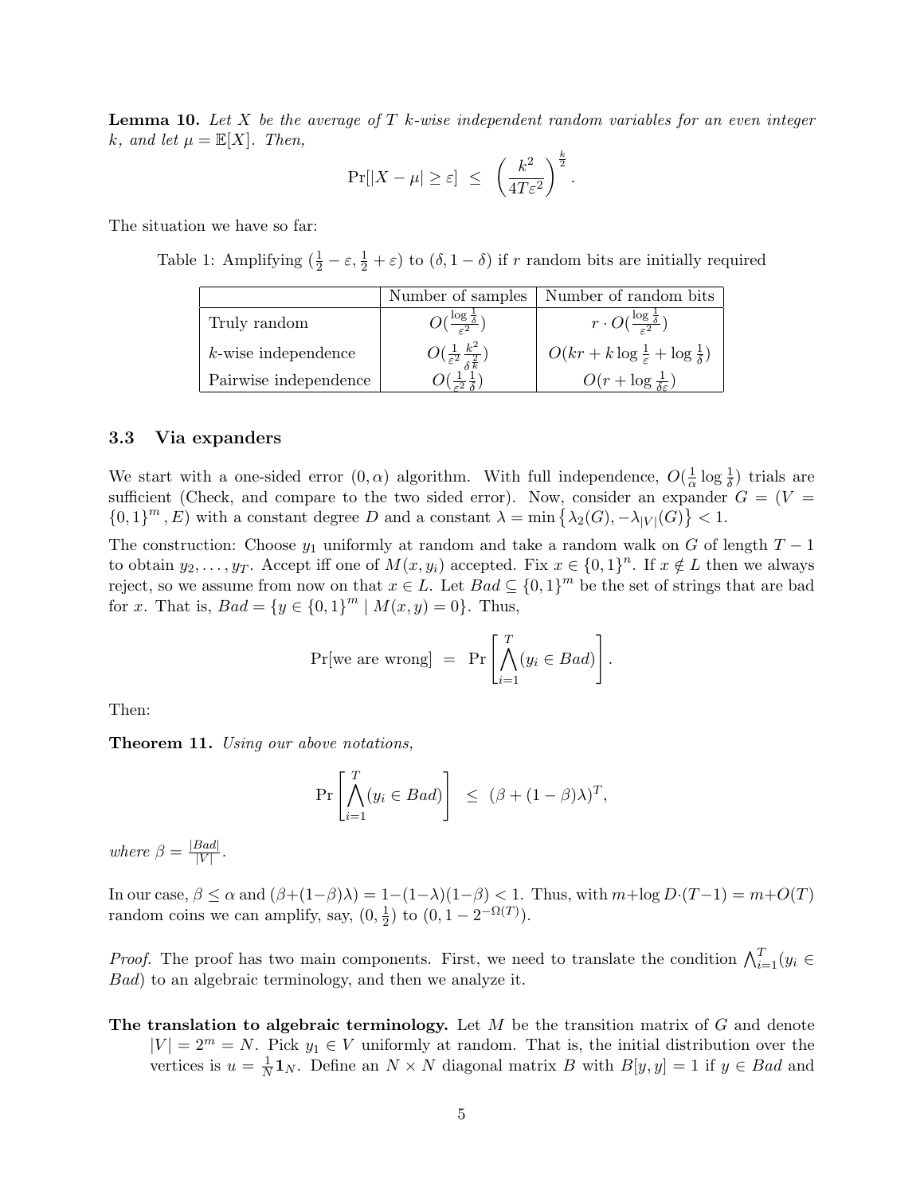**Lemma 10.** *Let $X$ be the average of $T$ $k$-wise independent random variables for an even integer $k$, and let $\mu = \mathbb{E}[X]$. Then,*

$$\Pr[|X - \mu| \geq \varepsilon] \;\leq\; \left(\frac{k^2}{4T\varepsilon^2}\right)^{\frac{k}{2}}.$$

The situation we have so far:

Table 1: Amplifying $(\frac{1}{2} - \varepsilon, \frac{1}{2} + \varepsilon)$ to $(\delta, 1 - \delta)$ if $r$ random bits are initially required

| | Number of samples | Number of random bits |
|---|---|---|
| Truly random | $O(\frac{\log \frac{1}{\delta}}{\varepsilon^2})$ | $r \cdot O(\frac{\log \frac{1}{\delta}}{\varepsilon^2})$ |
| $k$-wise independence | $O(\frac{1}{\varepsilon^2} \frac{k^2}{\delta^{\frac{2}{k}}})$ | $O(kr + k \log \frac{1}{\varepsilon} + \log \frac{1}{\delta})$ |
| Pairwise independence | $O(\frac{1}{\varepsilon^2} \frac{1}{\delta})$ | $O(r + \log \frac{1}{\delta\varepsilon})$ |

### 3.3 Via expanders

We start with a one-sided error $(0, \alpha)$ algorithm. With full independence, $O(\frac{1}{\alpha} \log \frac{1}{\delta})$ trials are sufficient (Check, and compare to the two sided error). Now, consider an expander $G = (V = \{0,1\}^m, E)$ with a constant degree $D$ and a constant $\lambda = \min\{\lambda_2(G), -\lambda_{|V|}(G)\} < 1$.

The construction: Choose $y_1$ uniformly at random and take a random walk on $G$ of length $T - 1$ to obtain $y_2, \ldots, y_T$. Accept iff one of $M(x, y_i)$ accepted. Fix $x \in \{0,1\}^n$. If $x \notin L$ then we always reject, so we assume from now on that $x \in L$. Let $Bad \subseteq \{0,1\}^m$ be the set of strings that are bad for $x$. That is, $Bad = \{y \in \{0,1\}^m \mid M(x,y) = 0\}$. Thus,

$$\Pr[\text{we are wrong}] \;=\; \Pr\left[\bigwedge_{i=1}^{T} (y_i \in Bad)\right].$$

Then:

**Theorem 11.** *Using our above notations,*

$$\Pr\left[\bigwedge_{i=1}^{T} (y_i \in Bad)\right] \;\leq\; (\beta + (1-\beta)\lambda)^T,$$

*where $\beta = \frac{|Bad|}{|V|}$.*

In our case, $\beta \leq \alpha$ and $(\beta + (1-\beta)\lambda) = 1 - (1-\lambda)(1-\beta) < 1$. Thus, with $m + \log D \cdot (T-1) = m + O(T)$ random coins we can amplify, say, $(0, \frac{1}{2})$ to $(0, 1 - 2^{-\Omega(T)})$.

*Proof.* The proof has two main components. First, we need to translate the condition $\bigwedge_{i=1}^{T}(y_i \in Bad)$ to an algebraic terminology, and then we analyze it.

**The translation to algebraic terminology.** Let $M$ be the transition matrix of $G$ and denote $|V| = 2^m = N$. Pick $y_1 \in V$ uniformly at random. That is, the initial distribution over the vertices is $u = \frac{1}{N}\mathbf{1}_N$. Define an $N \times N$ diagonal matrix $B$ with $B[y,y] = 1$ if $y \in Bad$ and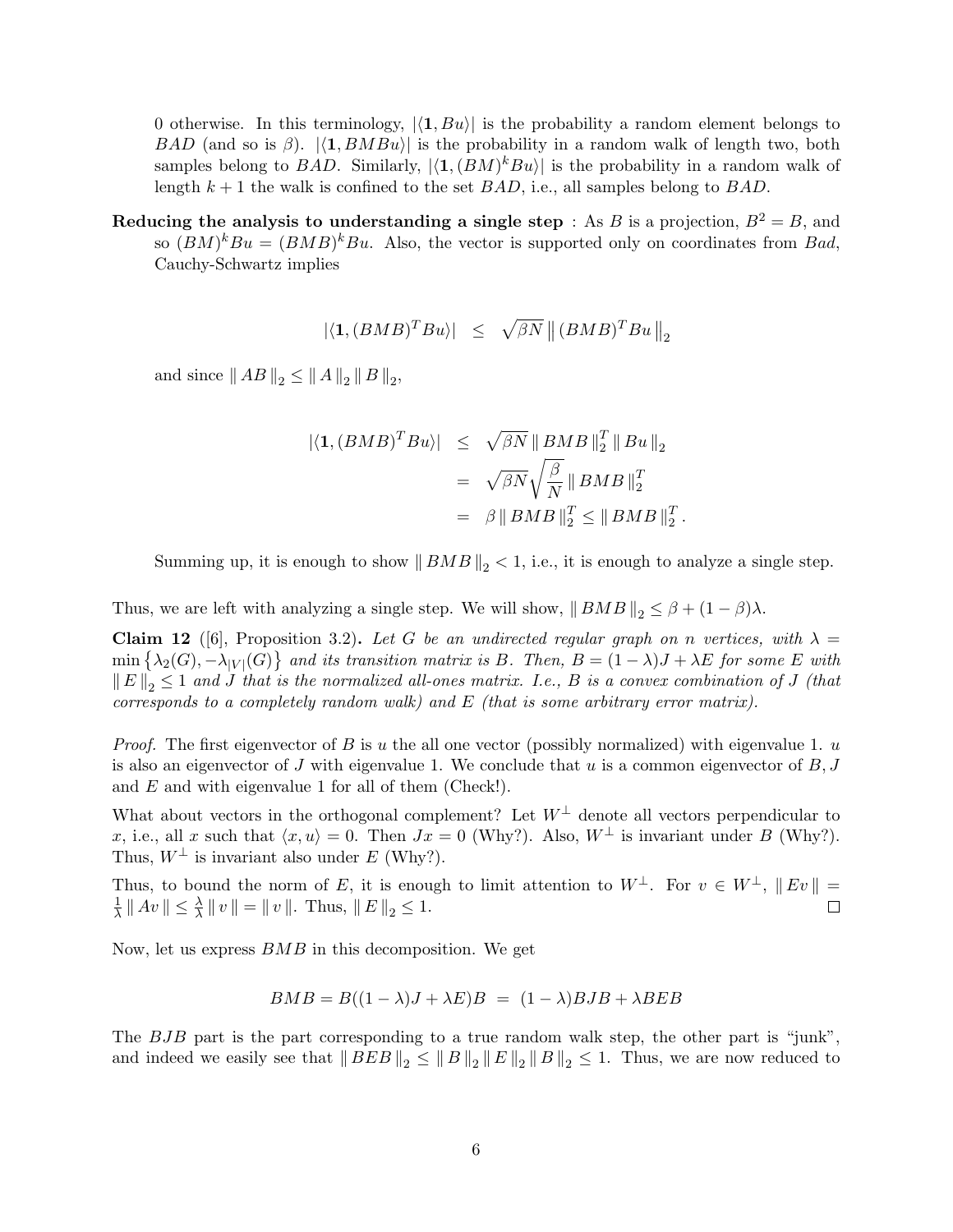0 otherwise. In this terminology, $|\langle \mathbf{1}, Bu \rangle|$ is the probability a random element belongs to $BAD$ (and so is $\beta$). $|\langle \mathbf{1}, BMBu \rangle|$ is the probability in a random walk of length two, both samples belong to $BAD$. Similarly, $|\langle \mathbf{1}, (BM)^k Bu \rangle|$ is the probability in a random walk of length $k+1$ the walk is confined to the set $BAD$, i.e., all samples belong to $BAD$.

**Reducing the analysis to understanding a single step** : As $B$ is a projection, $B^2 = B$, and so $(BM)^k Bu = (BMB)^k Bu$. Also, the vector is supported only on coordinates from $Bad$, Cauchy-Schwartz implies

$$|\langle \mathbf{1}, (BMB)^T Bu \rangle| \quad \leq \quad \sqrt{\beta N} \, \| (BMB)^T Bu \|_2$$

and since $\| AB \|_2 \leq \| A \|_2 \| B \|_2$,

$$\begin{aligned}
|\langle \mathbf{1}, (BMB)^T Bu \rangle| &\leq \sqrt{\beta N} \, \| BMB \|_2^T \, \| Bu \|_2 \\
&= \sqrt{\beta N} \sqrt{\frac{\beta}{N}} \, \| BMB \|_2^T \\
&= \beta \, \| BMB \|_2^T \leq \| BMB \|_2^T .
\end{aligned}$$

Summing up, it is enough to show $\| BMB \|_2 < 1$, i.e., it is enough to analyze a single step.

Thus, we are left with analyzing a single step. We will show, $\| BMB \|_2 \leq \beta + (1-\beta)\lambda$.

**Claim 12** ([6], Proposition 3.2)**.** *Let $G$ be an undirected regular graph on $n$ vertices, with $\lambda = \min \left\{ \lambda_2(G), -\lambda_{|V|}(G) \right\}$ and its transition matrix is $B$. Then, $B = (1-\lambda)J + \lambda E$ for some $E$ with $\| E \|_2 \leq 1$ and $J$ that is the normalized all-ones matrix. I.e., $B$ is a convex combination of $J$ (that corresponds to a completely random walk) and $E$ (that is some arbitrary error matrix).*

*Proof.* The first eigenvector of $B$ is $u$ the all one vector (possibly normalized) with eigenvalue 1. $u$ is also an eigenvector of $J$ with eigenvalue 1. We conclude that $u$ is a common eigenvector of $B$, $J$ and $E$ and with eigenvalue 1 for all of them (Check!).

What about vectors in the orthogonal complement? Let $W^\perp$ denote all vectors perpendicular to $x$, i.e., all $x$ such that $\langle x, u \rangle = 0$. Then $Jx = 0$ (Why?). Also, $W^\perp$ is invariant under $B$ (Why?). Thus, $W^\perp$ is invariant also under $E$ (Why?).

Thus, to bound the norm of $E$, it is enough to limit attention to $W^\perp$. For $v \in W^\perp$, $\| Ev \| = \frac{1}{\lambda} \| Av \| \leq \frac{\lambda}{\lambda} \| v \| = \| v \|$. Thus, $\| E \|_2 \leq 1$. $\square$

Now, let us express $BMB$ in this decomposition. We get

$$BMB = B((1-\lambda)J + \lambda E)B \; = \; (1-\lambda)BJB + \lambda BEB$$

The $BJB$ part is the part corresponding to a true random walk step, the other part is "junk", and indeed we easily see that $\| BEB \|_2 \leq \| B \|_2 \| E \|_2 \| B \|_2 \leq 1$. Thus, we are now reduced to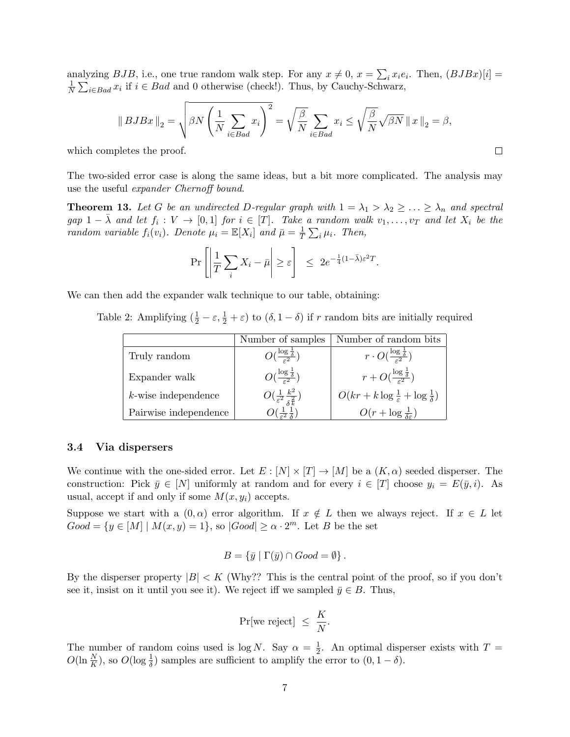analyzing $BJB$, i.e., one true random walk step. For any $x \neq 0$, $x = \sum_i x_i e_i$. Then, $(BJBx)[i] = \frac{1}{N}\sum_{i \in Bad} x_i$ if $i \in Bad$ and 0 otherwise (check!). Thus, by Cauchy-Schwarz,

$$\| BJBx \|_2 = \sqrt{\beta N \left(\frac{1}{N}\sum_{i \in Bad} x_i\right)^2} = \sqrt{\frac{\beta}{N}}\sum_{i \in Bad} x_i \leq \sqrt{\frac{\beta}{N}}\sqrt{\beta N}\, \| x \|_2 = \beta,$$

which completes the proof. □

The two-sided error case is along the same ideas, but a bit more complicated. The analysis may use the useful *expander Chernoff bound*.

**Theorem 13.** *Let $G$ be an undirected $D$-regular graph with $1 = \lambda_1 > \lambda_2 \geq \ldots \geq \lambda_n$ and spectral gap $1 - \bar{\lambda}$ and let $f_i : V \to [0,1]$ for $i \in [T]$. Take a random walk $v_1, \ldots, v_T$ and let $X_i$ be the random variable $f_i(v_i)$. Denote $\mu_i = \mathbb{E}[X_i]$ and $\bar{\mu} = \frac{1}{T}\sum_i \mu_i$. Then,*

$$\Pr\left[\left|\frac{1}{T}\sum_i X_i - \bar{\mu}\right| \geq \varepsilon\right] \;\leq\; 2e^{-\frac{1}{4}(1-\bar{\lambda})\varepsilon^2 T}.$$

We can then add the expander walk technique to our table, obtaining:

Table 2: Amplifying $(\frac{1}{2} - \varepsilon, \frac{1}{2} + \varepsilon)$ to $(\delta, 1 - \delta)$ if $r$ random bits are initially required

| | Number of samples | Number of random bits |
|---|---|---|
| Truly random | $O(\frac{\log \frac{1}{\delta}}{\varepsilon^2})$ | $r \cdot O(\frac{\log \frac{1}{\delta}}{\varepsilon^2})$ |
| Expander walk | $O(\frac{\log \frac{1}{\delta}}{\varepsilon^2})$ | $r + O(\frac{\log \frac{1}{\delta}}{\varepsilon^2})$ |
| $k$-wise independence | $O(\frac{1}{\varepsilon^2}\frac{k^2}{\delta^{\frac{2}{k}}})$ | $O(kr + k\log\frac{1}{\varepsilon} + \log\frac{1}{\delta})$ |
| Pairwise independence | $O(\frac{1}{\varepsilon^2}\frac{1}{\delta})$ | $O(r + \log\frac{1}{\delta\varepsilon})$ |

### 3.4 Via dispersers

We continue with the one-sided error. Let $E : [N] \times [T] \to [M]$ be a $(K, \alpha)$ seeded disperser. The construction: Pick $\bar{y} \in [N]$ uniformly at random and for every $i \in [T]$ choose $y_i = E(\bar{y}, i)$. As usual, accept if and only if some $M(x, y_i)$ accepts.

Suppose we start with a $(0, \alpha)$ error algorithm. If $x \notin L$ then we always reject. If $x \in L$ let $Good = \{y \in [M] \mid M(x,y) = 1\}$, so $|Good| \geq \alpha \cdot 2^m$. Let $B$ be the set

$$B = \{\bar{y} \mid \Gamma(\bar{y}) \cap Good = \emptyset\}.$$

By the disperser property $|B| < K$ (Why?? This is the central point of the proof, so if you don't see it, insist on it until you see it). We reject iff we sampled $\bar{y} \in B$. Thus,

$$\Pr[\text{we reject}] \;\leq\; \frac{K}{N}.$$

The number of random coins used is $\log N$. Say $\alpha = \frac{1}{2}$. An optimal disperser exists with $T = O(\ln \frac{N}{K})$, so $O(\log \frac{1}{\delta})$ samples are sufficient to amplify the error to $(0, 1 - \delta)$.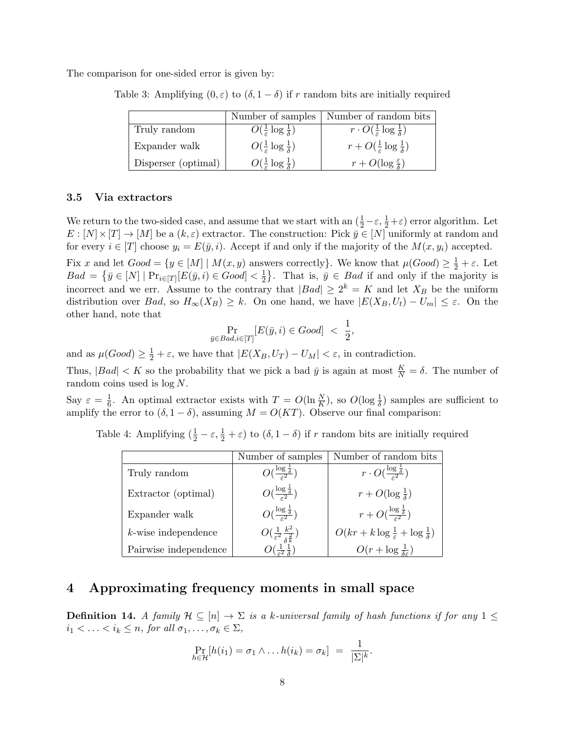The comparison for one-sided error is given by:

Table 3: Amplifying $(0, \varepsilon)$ to $(\delta, 1-\delta)$ if $r$ random bits are initially required

| | Number of samples | Number of random bits |
|---|---|---|
| Truly random | $O(\frac{1}{\varepsilon}\log\frac{1}{\delta})$ | $r \cdot O(\frac{1}{\varepsilon}\log\frac{1}{\delta})$ |
| Expander walk | $O(\frac{1}{\varepsilon}\log\frac{1}{\delta})$ | $r + O(\frac{1}{\varepsilon}\log\frac{1}{\delta})$ |
| Disperser (optimal) | $O(\frac{1}{\varepsilon}\log\frac{1}{\delta})$ | $r + O(\log\frac{\varepsilon}{\delta})$ |

### 3.5 Via extractors

We return to the two-sided case, and assume that we start with an $(\frac{1}{2}-\varepsilon, \frac{1}{2}+\varepsilon)$ error algorithm. Let $E : [N] \times [T] \to [M]$ be a $(k, \varepsilon)$ extractor. The construction: Pick $\bar{y} \in [N]$ uniformly at random and for every $i \in [T]$ choose $y_i = E(\bar{y}, i)$. Accept if and only if the majority of the $M(x, y_i)$ accepted.

Fix $x$ and let $Good = \{y \in [M] \mid M(x, y) \text{ answers correctly}\}$. We know that $\mu(Good) \geq \frac{1}{2} + \varepsilon$. Let $Bad = \left\{\bar{y} \in [N] \mid \Pr_{i \in [T]}[E(\bar{y}, i) \in Good] < \frac{1}{2}\right\}$. That is, $\bar{y} \in Bad$ if and only if the majority is incorrect and we err. Assume to the contrary that $|Bad| \geq 2^k = K$ and let $X_B$ be the uniform distribution over $Bad$, so $H_\infty(X_B) \geq k$. On one hand, we have $|E(X_B, U_t) - U_m| \leq \varepsilon$. On the other hand, note that

$$\Pr_{\bar{y} \in Bad, i \in [T]}[E(\bar{y}, i) \in Good] \ < \ \frac{1}{2},$$

and as $\mu(Good) \geq \frac{1}{2} + \varepsilon$, we have that $|E(X_B, U_T) - U_M| < \varepsilon$, in contradiction.

Thus, $|Bad| < K$ so the probability that we pick a bad $\bar{y}$ is again at most $\frac{K}{N} = \delta$. The number of random coins used is $\log N$.

Say $\varepsilon = \frac{1}{6}$. An optimal extractor exists with $T = O(\ln \frac{N}{K})$, so $O(\log \frac{1}{\delta})$ samples are sufficient to amplify the error to $(\delta, 1-\delta)$, assuming $M = O(KT)$. Observe our final comparison:

Table 4: Amplifying $(\frac{1}{2}-\varepsilon, \frac{1}{2}+\varepsilon)$ to $(\delta, 1-\delta)$ if $r$ random bits are initially required

| | Number of samples | Number of random bits |
|---|---|---|
| Truly random | $O(\frac{\log\frac{1}{\delta}}{\varepsilon^2})$ | $r \cdot O(\frac{\log\frac{1}{\delta}}{\varepsilon^2})$ |
| Extractor (optimal) | $O(\frac{\log\frac{1}{\delta}}{\varepsilon^2})$ | $r + O(\log\frac{1}{\delta})$ |
| Expander walk | $O(\frac{\log\frac{1}{\delta}}{\varepsilon^2})$ | $r + O(\frac{\log\frac{1}{\delta}}{\varepsilon^2})$ |
| $k$-wise independence | $O(\frac{1}{\varepsilon^2}\frac{k^2}{\delta^{\frac{2}{k}}})$ | $O(kr + k\log\frac{1}{\varepsilon} + \log\frac{1}{\delta})$ |
| Pairwise independence | $O(\frac{1}{\varepsilon^2}\frac{1}{\delta})$ | $O(r + \log\frac{1}{\delta\varepsilon})$ |

## 4 Approximating frequency moments in small space

**Definition 14.** *A family $\mathcal{H} \subseteq [n] \to \Sigma$ is a $k$-universal family of hash functions if for any $1 \leq i_1 < \ldots < i_k \leq n$, for all $\sigma_1, \ldots, \sigma_k \in \Sigma$,*

$$\Pr_{h \in \mathcal{H}}[h(i_1) = \sigma_1 \wedge \ldots h(i_k) = \sigma_k] \ = \ \frac{1}{|\Sigma|^k}.$$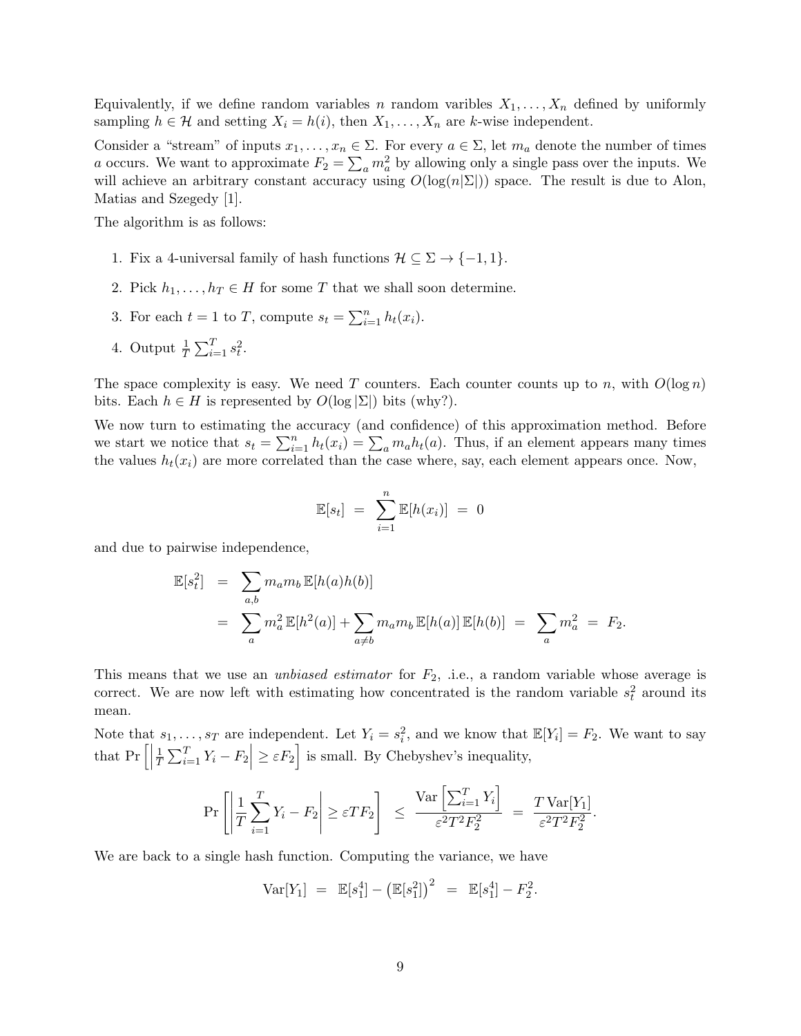Equivalently, if we define random variables $n$ random varibles $X_1, \ldots, X_n$ defined by uniformly sampling $h \in \mathcal{H}$ and setting $X_i = h(i)$, then $X_1, \ldots, X_n$ are $k$-wise independent.

Consider a "stream" of inputs $x_1, \ldots, x_n \in \Sigma$. For every $a \in \Sigma$, let $m_a$ denote the number of times $a$ occurs. We want to approximate $F_2 = \sum_a m_a^2$ by allowing only a single pass over the inputs. We will achieve an arbitrary constant accuracy using $O(\log(n|\Sigma|))$ space. The result is due to Alon, Matias and Szegedy [1].

The algorithm is as follows:

1. Fix a 4-universal family of hash functions $\mathcal{H} \subseteq \Sigma \to \{-1, 1\}$.
2. Pick $h_1, \ldots, h_T \in H$ for some $T$ that we shall soon determine.
3. For each $t = 1$ to $T$, compute $s_t = \sum_{i=1}^n h_t(x_i)$.
4. Output $\frac{1}{T} \sum_{i=1}^T s_t^2$.

The space complexity is easy. We need $T$ counters. Each counter counts up to $n$, with $O(\log n)$ bits. Each $h \in H$ is represented by $O(\log |\Sigma|)$ bits (why?).

We now turn to estimating the accuracy (and confidence) of this approximation method. Before we start we notice that $s_t = \sum_{i=1}^n h_t(x_i) = \sum_a m_a h_t(a)$. Thus, if an element appears many times the values $h_t(x_i)$ are more correlated than the case where, say, each element appears once. Now,

$$\mathbb{E}[s_t] \;=\; \sum_{i=1}^n \mathbb{E}[h(x_i)] \;=\; 0$$

and due to pairwise independence,

$$\begin{aligned}
\mathbb{E}[s_t^2] \;&=\; \sum_{a,b} m_a m_b \, \mathbb{E}[h(a)h(b)] \\
&=\; \sum_a m_a^2 \, \mathbb{E}[h^2(a)] + \sum_{a \neq b} m_a m_b \, \mathbb{E}[h(a)] \, \mathbb{E}[h(b)] \;=\; \sum_a m_a^2 \;=\; F_2.
\end{aligned}$$

This means that we use an *unbiased estimator* for $F_2$, .i.e., a random variable whose average is correct. We are now left with estimating how concentrated is the random variable $s_t^2$ around its mean.

Note that $s_1, \ldots, s_T$ are independent. Let $Y_i = s_i^2$, and we know that $\mathbb{E}[Y_i] = F_2$. We want to say that $\Pr\left[\left|\frac{1}{T}\sum_{i=1}^T Y_i - F_2\right| \geq \varepsilon F_2\right]$ is small. By Chebyshev's inequality,

$$\Pr\left[\left|\frac{1}{T}\sum_{i=1}^T Y_i - F_2\right| \geq \varepsilon T F_2\right] \;\leq\; \frac{\mathrm{Var}\left[\sum_{i=1}^T Y_i\right]}{\varepsilon^2 T^2 F_2^2} \;=\; \frac{T \, \mathrm{Var}[Y_1]}{\varepsilon^2 T^2 F_2^2}.$$

We are back to a single hash function. Computing the variance, we have

$$\mathrm{Var}[Y_1] \;=\; \mathbb{E}[s_1^4] - \left(\mathbb{E}[s_1^2]\right)^2 \;=\; \mathbb{E}[s_1^4] - F_2^2.$$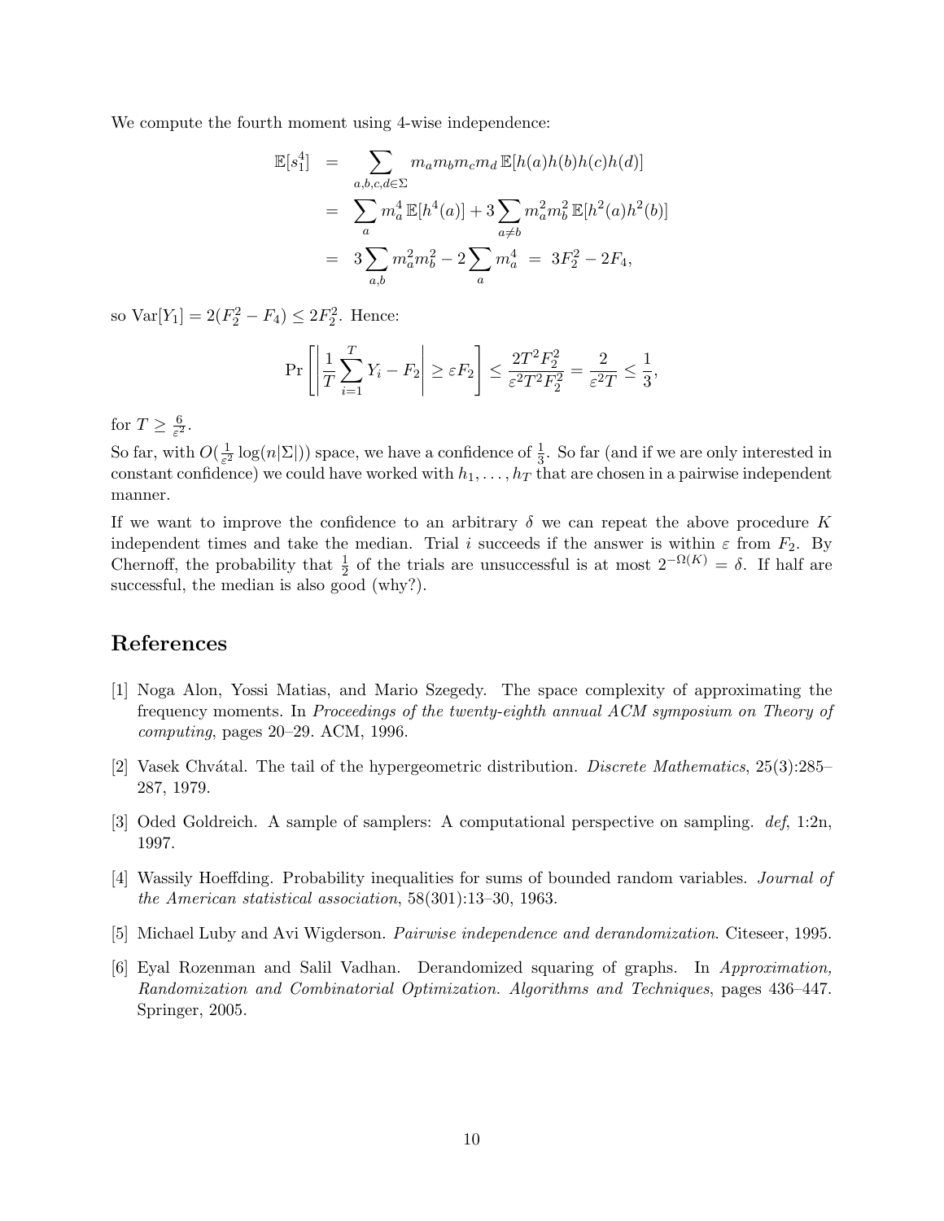We compute the fourth moment using 4-wise independence:

$$
\begin{aligned}
\mathbb{E}[s_1^4] &= \sum_{a,b,c,d\in\Sigma} m_a m_b m_c m_d \, \mathbb{E}[h(a)h(b)h(c)h(d)] \\
&= \sum_a m_a^4 \, \mathbb{E}[h^4(a)] + 3\sum_{a\neq b} m_a^2 m_b^2 \, \mathbb{E}[h^2(a)h^2(b)] \\
&= 3\sum_{a,b} m_a^2 m_b^2 - 2\sum_a m_a^4 \;=\; 3F_2^2 - 2F_4,
\end{aligned}
$$

so $\mathrm{Var}[Y_1] = 2(F_2^2 - F_4) \leq 2F_2^2$. Hence:

$$
\Pr\left[\left|\frac{1}{T}\sum_{i=1}^{T} Y_i - F_2\right| \geq \varepsilon F_2\right] \leq \frac{2T^2F_2^2}{\varepsilon^2 T^2 F_2^2} = \frac{2}{\varepsilon^2 T} \leq \frac{1}{3},
$$

for $T \geq \frac{6}{\varepsilon^2}$.

So far, with $O(\frac{1}{\varepsilon^2}\log(n|\Sigma|))$ space, we have a confidence of $\frac{1}{3}$. So far (and if we are only interested in constant confidence) we could have worked with $h_1, \ldots, h_T$ that are chosen in a pairwise independent manner.

If we want to improve the confidence to an arbitrary $\delta$ we can repeat the above procedure $K$ independent times and take the median. Trial $i$ succeeds if the answer is within $\varepsilon$ from $F_2$. By Chernoff, the probability that $\frac{1}{2}$ of the trials are unsuccessful is at most $2^{-\Omega(K)} = \delta$. If half are successful, the median is also good (why?).

## References

[1] Noga Alon, Yossi Matias, and Mario Szegedy. The space complexity of approximating the frequency moments. In *Proceedings of the twenty-eighth annual ACM symposium on Theory of computing*, pages 20–29. ACM, 1996.

[2] Vasek Chvátal. The tail of the hypergeometric distribution. *Discrete Mathematics*, 25(3):285–287, 1979.

[3] Oded Goldreich. A sample of samplers: A computational perspective on sampling. *def*, 1:2n, 1997.

[4] Wassily Hoeffding. Probability inequalities for sums of bounded random variables. *Journal of the American statistical association*, 58(301):13–30, 1963.

[5] Michael Luby and Avi Wigderson. *Pairwise independence and derandomization*. Citeseer, 1995.

[6] Eyal Rozenman and Salil Vadhan. Derandomized squaring of graphs. In *Approximation, Randomization and Combinatorial Optimization. Algorithms and Techniques*, pages 436–447. Springer, 2005.